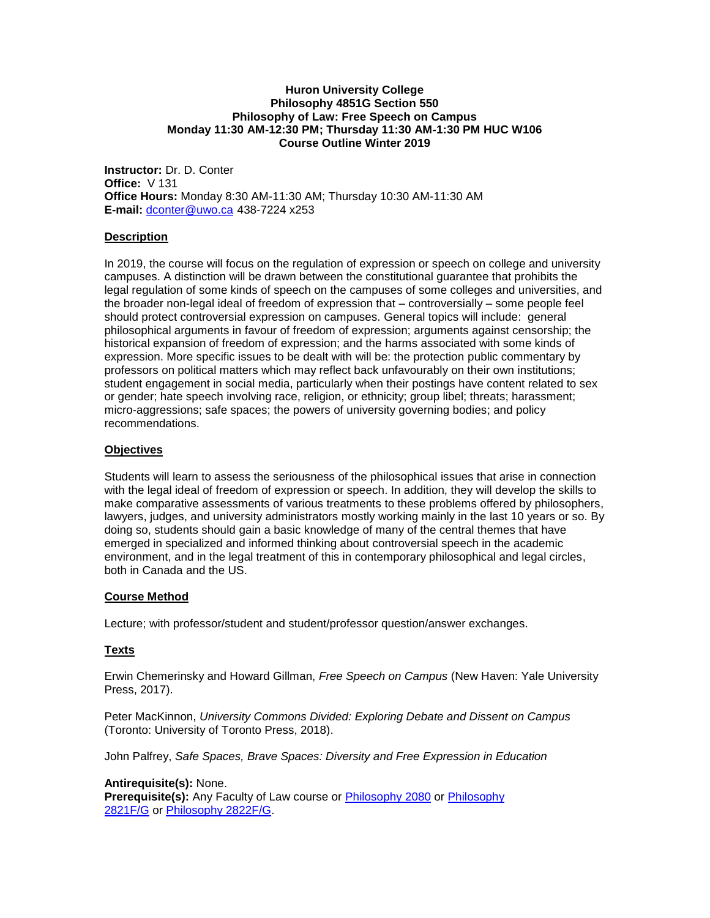**Huron University College**
**Philosophy 4851G Section 550**
**Philosophy of Law: Free Speech on Campus**
**Monday 11:30 AM-12:30 PM; Thursday 11:30 AM-1:30 PM HUC W106**
**Course Outline Winter 2019**

**Instructor:** Dr. D. Conter
**Office:** V 131
**Office Hours:** Monday 8:30 AM-11:30 AM; Thursday 10:30 AM-11:30 AM
**E-mail:** dconter@uwo.ca 438-7224 x253

## Description

In 2019, the course will focus on the regulation of expression or speech on college and university campuses. A distinction will be drawn between the constitutional guarantee that prohibits the legal regulation of some kinds of speech on the campuses of some colleges and universities, and the broader non-legal ideal of freedom of expression that – controversially – some people feel should protect controversial expression on campuses. General topics will include: general philosophical arguments in favour of freedom of expression; arguments against censorship; the historical expansion of freedom of expression; and the harms associated with some kinds of expression. More specific issues to be dealt with will be: the protection public commentary by professors on political matters which may reflect back unfavourably on their own institutions; student engagement in social media, particularly when their postings have content related to sex or gender; hate speech involving race, religion, or ethnicity; group libel; threats; harassment; micro-aggressions; safe spaces; the powers of university governing bodies; and policy recommendations.

## Objectives

Students will learn to assess the seriousness of the philosophical issues that arise in connection with the legal ideal of freedom of expression or speech. In addition, they will develop the skills to make comparative assessments of various treatments to these problems offered by philosophers, lawyers, judges, and university administrators mostly working mainly in the last 10 years or so. By doing so, students should gain a basic knowledge of many of the central themes that have emerged in specialized and informed thinking about controversial speech in the academic environment, and in the legal treatment of this in contemporary philosophical and legal circles, both in Canada and the US.

## Course Method

Lecture; with professor/student and student/professor question/answer exchanges.

## Texts

Erwin Chemerinsky and Howard Gillman, *Free Speech on Campus* (New Haven: Yale University Press, 2017).

Peter MacKinnon, *University Commons Divided: Exploring Debate and Dissent on Campus* (Toronto: University of Toronto Press, 2018).

John Palfrey, *Safe Spaces, Brave Spaces: Diversity and Free Expression in Education*

**Antirequisite(s):** None.
**Prerequisite(s):** Any Faculty of Law course or Philosophy 2080 or Philosophy 2821F/G or Philosophy 2822F/G.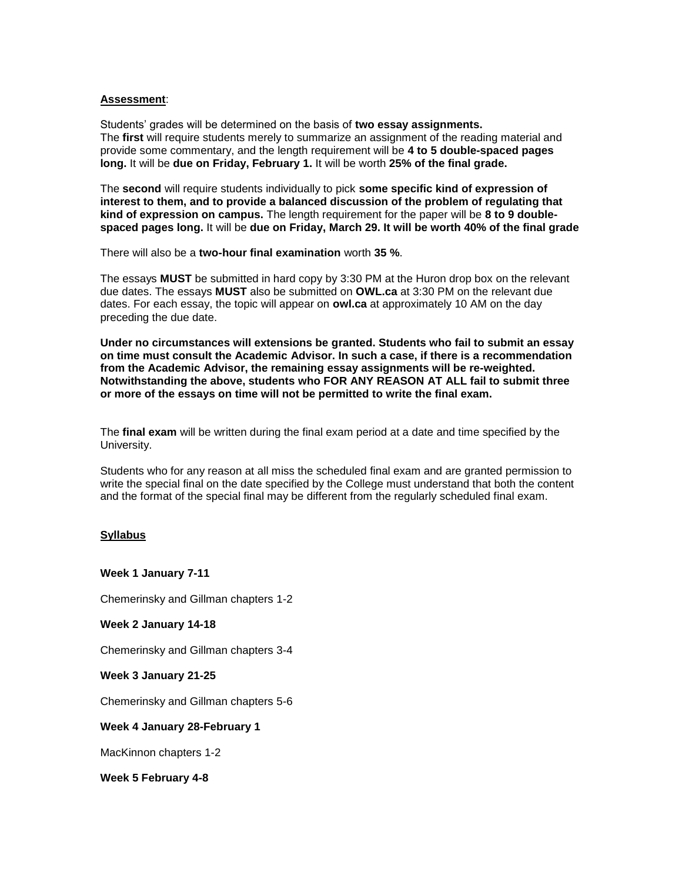**Assessment**:

Students' grades will be determined on the basis of **two essay assignments.**
The **first** will require students merely to summarize an assignment of the reading material and provide some commentary, and the length requirement will be **4 to 5 double-spaced pages long.** It will be **due on Friday, February 1.** It will be worth **25% of the final grade.**

The **second** will require students individually to pick **some specific kind of expression of interest to them, and to provide a balanced discussion of the problem of regulating that kind of expression on campus.** The length requirement for the paper will be **8 to 9 double-spaced pages long.** It will be **due on Friday, March 29. It will be worth 40% of the final grade**

There will also be a **two-hour final examination** worth **35 %**.

The essays **MUST** be submitted in hard copy by 3:30 PM at the Huron drop box on the relevant due dates. The essays **MUST** also be submitted on **OWL.ca** at 3:30 PM on the relevant due dates. For each essay, the topic will appear on **owl.ca** at approximately 10 AM on the day preceding the due date.

**Under no circumstances will extensions be granted. Students who fail to submit an essay on time must consult the Academic Advisor. In such a case, if there is a recommendation from the Academic Advisor, the remaining essay assignments will be re-weighted. Notwithstanding the above, students who FOR ANY REASON AT ALL fail to submit three or more of the essays on time will not be permitted to write the final exam.**

The **final exam** will be written during the final exam period at a date and time specified by the University.

Students who for any reason at all miss the scheduled final exam and are granted permission to write the special final on the date specified by the College must understand that both the content and the format of the special final may be different from the regularly scheduled final exam.

**Syllabus**

**Week 1 January 7-11**

Chemerinsky and Gillman chapters 1-2

**Week 2 January 14-18**

Chemerinsky and Gillman chapters 3-4

**Week 3 January 21-25**

Chemerinsky and Gillman chapters 5-6

**Week 4 January 28-February 1**

MacKinnon chapters 1-2

**Week 5 February 4-8**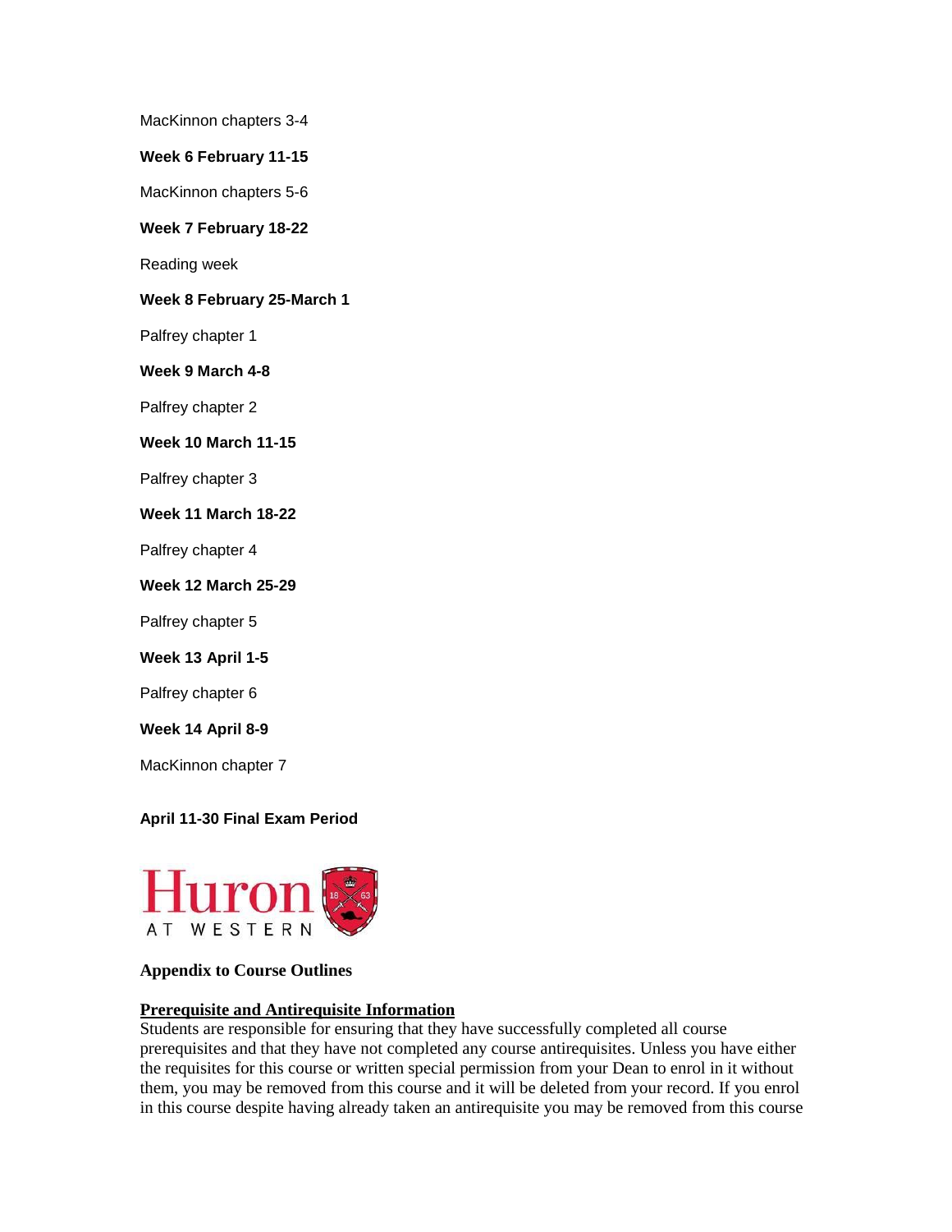MacKinnon chapters 3-4

**Week 6 February 11-15**

MacKinnon chapters 5-6

**Week 7 February 18-22**

Reading week

**Week 8 February 25-March 1**

Palfrey chapter 1

**Week 9 March 4-8**

Palfrey chapter 2

**Week 10 March 11-15**

Palfrey chapter 3

**Week 11 March 18-22**

Palfrey chapter 4

**Week 12 March 25-29**

Palfrey chapter 5

**Week 13 April 1-5**

Palfrey chapter 6

**Week 14 April 8-9**

MacKinnon chapter 7

**April 11-30 Final Exam Period**

Huron AT WESTERN

**Appendix to Course Outlines**

**Prerequisite and Antirequisite Information**

Students are responsible for ensuring that they have successfully completed all course prerequisites and that they have not completed any course antirequisites. Unless you have either the requisites for this course or written special permission from your Dean to enrol in it without them, you may be removed from this course and it will be deleted from your record. If you enrol in this course despite having already taken an antirequisite you may be removed from this course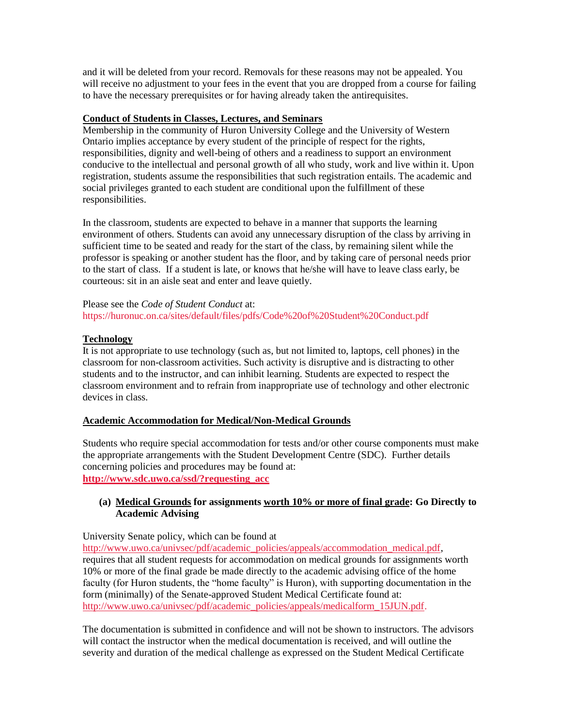and it will be deleted from your record. Removals for these reasons may not be appealed. You will receive no adjustment to your fees in the event that you are dropped from a course for failing to have the necessary prerequisites or for having already taken the antirequisites.

**Conduct of Students in Classes, Lectures, and Seminars**

Membership in the community of Huron University College and the University of Western Ontario implies acceptance by every student of the principle of respect for the rights, responsibilities, dignity and well-being of others and a readiness to support an environment conducive to the intellectual and personal growth of all who study, work and live within it. Upon registration, students assume the responsibilities that such registration entails. The academic and social privileges granted to each student are conditional upon the fulfillment of these responsibilities.

In the classroom, students are expected to behave in a manner that supports the learning environment of others. Students can avoid any unnecessary disruption of the class by arriving in sufficient time to be seated and ready for the start of the class, by remaining silent while the professor is speaking or another student has the floor, and by taking care of personal needs prior to the start of class. If a student is late, or knows that he/she will have to leave class early, be courteous: sit in an aisle seat and enter and leave quietly.

Please see the *Code of Student Conduct* at:
https://huronuc.on.ca/sites/default/files/pdfs/Code%20of%20Student%20Conduct.pdf

**Technology**

It is not appropriate to use technology (such as, but not limited to, laptops, cell phones) in the classroom for non-classroom activities. Such activity is disruptive and is distracting to other students and to the instructor, and can inhibit learning. Students are expected to respect the classroom environment and to refrain from inappropriate use of technology and other electronic devices in class.

**Academic Accommodation for Medical/Non-Medical Grounds**

Students who require special accommodation for tests and/or other course components must make the appropriate arrangements with the Student Development Centre (SDC). Further details concerning policies and procedures may be found at:
**http://www.sdc.uwo.ca/ssd/?requesting_acc**

**(a) Medical Grounds for assignments worth 10% or more of final grade: Go Directly to Academic Advising**

University Senate policy, which can be found at
http://www.uwo.ca/univsec/pdf/academic_policies/appeals/accommodation_medical.pdf, requires that all student requests for accommodation on medical grounds for assignments worth 10% or more of the final grade be made directly to the academic advising office of the home faculty (for Huron students, the "home faculty" is Huron), with supporting documentation in the form (minimally) of the Senate-approved Student Medical Certificate found at:
http://www.uwo.ca/univsec/pdf/academic_policies/appeals/medicalform_15JUN.pdf.

The documentation is submitted in confidence and will not be shown to instructors. The advisors will contact the instructor when the medical documentation is received, and will outline the severity and duration of the medical challenge as expressed on the Student Medical Certificate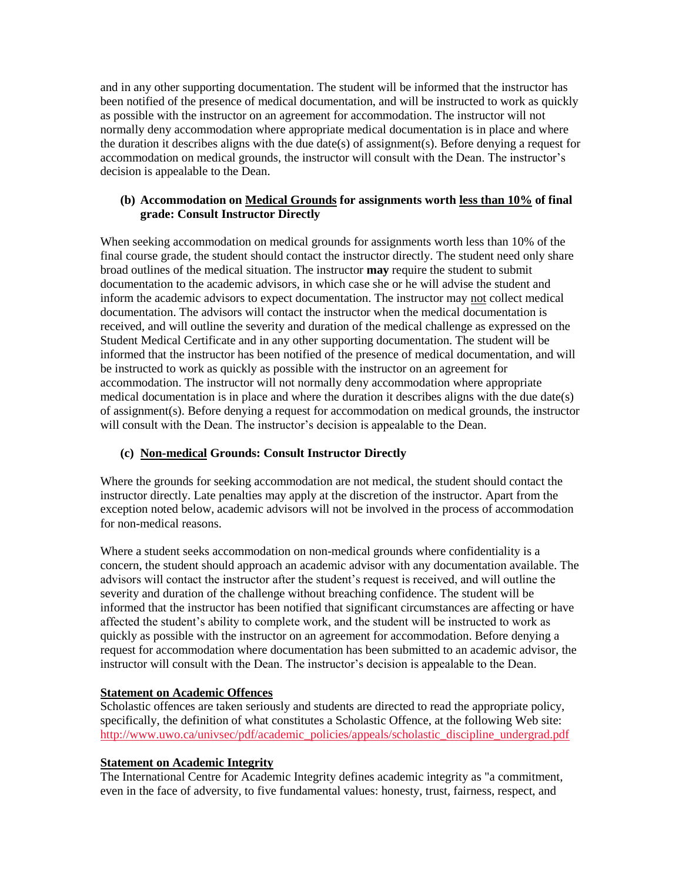and in any other supporting documentation. The student will be informed that the instructor has been notified of the presence of medical documentation, and will be instructed to work as quickly as possible with the instructor on an agreement for accommodation. The instructor will not normally deny accommodation where appropriate medical documentation is in place and where the duration it describes aligns with the due date(s) of assignment(s). Before denying a request for accommodation on medical grounds, the instructor will consult with the Dean. The instructor's decision is appealable to the Dean.

**(b) Accommodation on Medical Grounds for assignments worth less than 10% of final grade: Consult Instructor Directly**

When seeking accommodation on medical grounds for assignments worth less than 10% of the final course grade, the student should contact the instructor directly. The student need only share broad outlines of the medical situation. The instructor **may** require the student to submit documentation to the academic advisors, in which case she or he will advise the student and inform the academic advisors to expect documentation. The instructor may not collect medical documentation. The advisors will contact the instructor when the medical documentation is received, and will outline the severity and duration of the medical challenge as expressed on the Student Medical Certificate and in any other supporting documentation. The student will be informed that the instructor has been notified of the presence of medical documentation, and will be instructed to work as quickly as possible with the instructor on an agreement for accommodation. The instructor will not normally deny accommodation where appropriate medical documentation is in place and where the duration it describes aligns with the due date(s) of assignment(s). Before denying a request for accommodation on medical grounds, the instructor will consult with the Dean. The instructor's decision is appealable to the Dean.

**(c) Non-medical Grounds: Consult Instructor Directly**

Where the grounds for seeking accommodation are not medical, the student should contact the instructor directly. Late penalties may apply at the discretion of the instructor. Apart from the exception noted below, academic advisors will not be involved in the process of accommodation for non-medical reasons.

Where a student seeks accommodation on non-medical grounds where confidentiality is a concern, the student should approach an academic advisor with any documentation available. The advisors will contact the instructor after the student's request is received, and will outline the severity and duration of the challenge without breaching confidence. The student will be informed that the instructor has been notified that significant circumstances are affecting or have affected the student's ability to complete work, and the student will be instructed to work as quickly as possible with the instructor on an agreement for accommodation. Before denying a request for accommodation where documentation has been submitted to an academic advisor, the instructor will consult with the Dean. The instructor's decision is appealable to the Dean.

**Statement on Academic Offences**

Scholastic offences are taken seriously and students are directed to read the appropriate policy, specifically, the definition of what constitutes a Scholastic Offence, at the following Web site: http://www.uwo.ca/univsec/pdf/academic_policies/appeals/scholastic_discipline_undergrad.pdf

**Statement on Academic Integrity**

The International Centre for Academic Integrity defines academic integrity as "a commitment, even in the face of adversity, to five fundamental values: honesty, trust, fairness, respect, and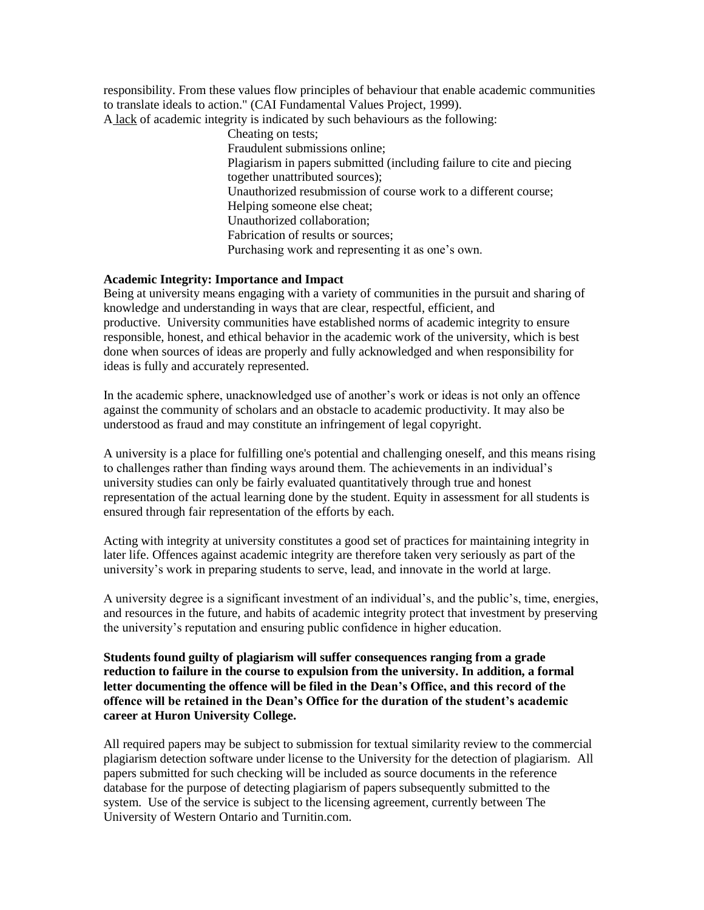responsibility. From these values flow principles of behaviour that enable academic communities to translate ideals to action." (CAI Fundamental Values Project, 1999).

A lack of academic integrity is indicated by such behaviours as the following:

- Cheating on tests;
- Fraudulent submissions online;
- Plagiarism in papers submitted (including failure to cite and piecing together unattributed sources);
- Unauthorized resubmission of course work to a different course;
- Helping someone else cheat;
- Unauthorized collaboration;
- Fabrication of results or sources;
- Purchasing work and representing it as one's own.

**Academic Integrity: Importance and Impact**

Being at university means engaging with a variety of communities in the pursuit and sharing of knowledge and understanding in ways that are clear, respectful, efficient, and productive. University communities have established norms of academic integrity to ensure responsible, honest, and ethical behavior in the academic work of the university, which is best done when sources of ideas are properly and fully acknowledged and when responsibility for ideas is fully and accurately represented.

In the academic sphere, unacknowledged use of another's work or ideas is not only an offence against the community of scholars and an obstacle to academic productivity. It may also be understood as fraud and may constitute an infringement of legal copyright.

A university is a place for fulfilling one's potential and challenging oneself, and this means rising to challenges rather than finding ways around them. The achievements in an individual's university studies can only be fairly evaluated quantitatively through true and honest representation of the actual learning done by the student. Equity in assessment for all students is ensured through fair representation of the efforts by each.

Acting with integrity at university constitutes a good set of practices for maintaining integrity in later life. Offences against academic integrity are therefore taken very seriously as part of the university's work in preparing students to serve, lead, and innovate in the world at large.

A university degree is a significant investment of an individual's, and the public's, time, energies, and resources in the future, and habits of academic integrity protect that investment by preserving the university's reputation and ensuring public confidence in higher education.

**Students found guilty of plagiarism will suffer consequences ranging from a grade reduction to failure in the course to expulsion from the university. In addition, a formal letter documenting the offence will be filed in the Dean's Office, and this record of the offence will be retained in the Dean's Office for the duration of the student's academic career at Huron University College.**

All required papers may be subject to submission for textual similarity review to the commercial plagiarism detection software under license to the University for the detection of plagiarism. All papers submitted for such checking will be included as source documents in the reference database for the purpose of detecting plagiarism of papers subsequently submitted to the system. Use of the service is subject to the licensing agreement, currently between The University of Western Ontario and Turnitin.com.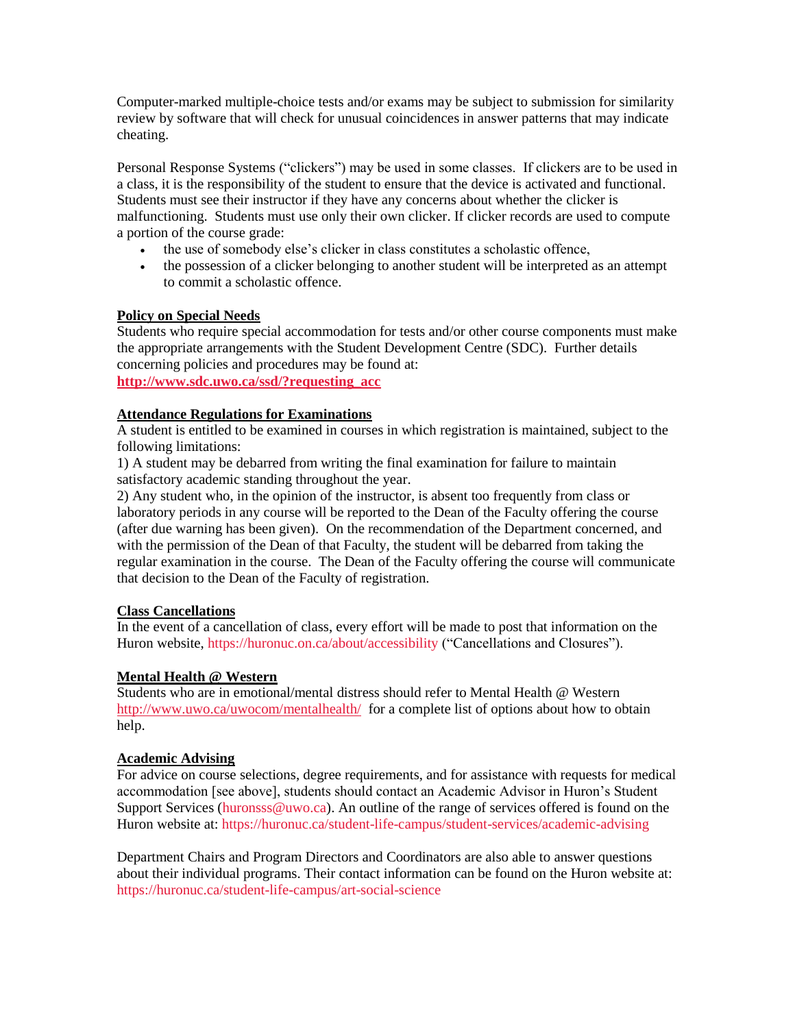Computer-marked multiple-choice tests and/or exams may be subject to submission for similarity review by software that will check for unusual coincidences in answer patterns that may indicate cheating.

Personal Response Systems ("clickers") may be used in some classes. If clickers are to be used in a class, it is the responsibility of the student to ensure that the device is activated and functional. Students must see their instructor if they have any concerns about whether the clicker is malfunctioning. Students must use only their own clicker. If clicker records are used to compute a portion of the course grade:

- the use of somebody else's clicker in class constitutes a scholastic offence,
- the possession of a clicker belonging to another student will be interpreted as an attempt to commit a scholastic offence.

**Policy on Special Needs**

Students who require special accommodation for tests and/or other course components must make the appropriate arrangements with the Student Development Centre (SDC). Further details concerning policies and procedures may be found at:
**http://www.sdc.uwo.ca/ssd/?requesting_acc**

**Attendance Regulations for Examinations**

A student is entitled to be examined in courses in which registration is maintained, subject to the following limitations:

1) A student may be debarred from writing the final examination for failure to maintain satisfactory academic standing throughout the year.

2) Any student who, in the opinion of the instructor, is absent too frequently from class or laboratory periods in any course will be reported to the Dean of the Faculty offering the course (after due warning has been given). On the recommendation of the Department concerned, and with the permission of the Dean of that Faculty, the student will be debarred from taking the regular examination in the course. The Dean of the Faculty offering the course will communicate that decision to the Dean of the Faculty of registration.

**Class Cancellations**

In the event of a cancellation of class, every effort will be made to post that information on the Huron website, https://huronuc.on.ca/about/accessibility ("Cancellations and Closures").

**Mental Health @ Western**

Students who are in emotional/mental distress should refer to Mental Health @ Western http://www.uwo.ca/uwocom/mentalhealth/ for a complete list of options about how to obtain help.

**Academic Advising**

For advice on course selections, degree requirements, and for assistance with requests for medical accommodation [see above], students should contact an Academic Advisor in Huron's Student Support Services (huronsss@uwo.ca). An outline of the range of services offered is found on the Huron website at: https://huronuc.ca/student-life-campus/student-services/academic-advising

Department Chairs and Program Directors and Coordinators are also able to answer questions about their individual programs. Their contact information can be found on the Huron website at: https://huronuc.ca/student-life-campus/art-social-science